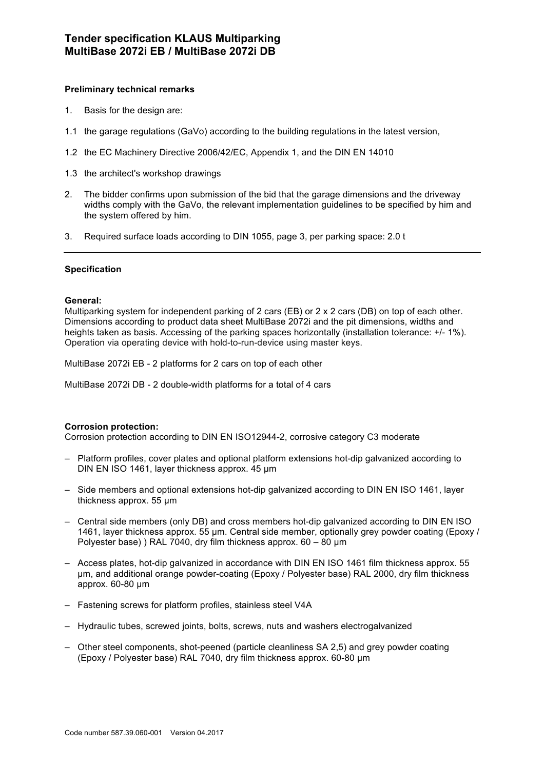# Tender specification KLAUS Multiparking
# MultiBase 2072i EB / MultiBase 2072i DB

**Preliminary technical remarks**

1. Basis for the design are:

1.1 the garage regulations (GaVo) according to the building regulations in the latest version,

1.2 the EC Machinery Directive 2006/42/EC, Appendix 1, and the DIN EN 14010

1.3 the architect's workshop drawings

2. The bidder confirms upon submission of the bid that the garage dimensions and the driveway widths comply with the GaVo, the relevant implementation guidelines to be specified by him and the system offered by him.

3. Required surface loads according to DIN 1055, page 3, per parking space: 2.0 t

---

**Specification**

**General:**
Multiparking system for independent parking of 2 cars (EB) or 2 x 2 cars (DB) on top of each other. Dimensions according to product data sheet MultiBase 2072i and the pit dimensions, widths and heights taken as basis. Accessing of the parking spaces horizontally (installation tolerance: +/- 1%). Operation via operating device with hold-to-run-device using master keys.

MultiBase 2072i EB - 2 platforms for 2 cars on top of each other

MultiBase 2072i DB - 2 double-width platforms for a total of 4 cars

**Corrosion protection:**
Corrosion protection according to DIN EN ISO12944-2, corrosive category C3 moderate

- Platform profiles, cover plates and optional platform extensions hot-dip galvanized according to DIN EN ISO 1461, layer thickness approx. 45 µm
- Side members and optional extensions hot-dip galvanized according to DIN EN ISO 1461, layer thickness approx. 55 µm
- Central side members (only DB) and cross members hot-dip galvanized according to DIN EN ISO 1461, layer thickness approx. 55 µm. Central side member, optionally grey powder coating (Epoxy / Polyester base) ) RAL 7040, dry film thickness approx. 60 – 80 µm
- Access plates, hot-dip galvanized in accordance with DIN EN ISO 1461 film thickness approx. 55 µm, and additional orange powder-coating (Epoxy / Polyester base) RAL 2000, dry film thickness approx. 60-80 µm
- Fastening screws for platform profiles, stainless steel V4A
- Hydraulic tubes, screwed joints, bolts, screws, nuts and washers electrogalvanized
- Other steel components, shot-peened (particle cleanliness SA 2,5) and grey powder coating (Epoxy / Polyester base) RAL 7040, dry film thickness approx. 60-80 µm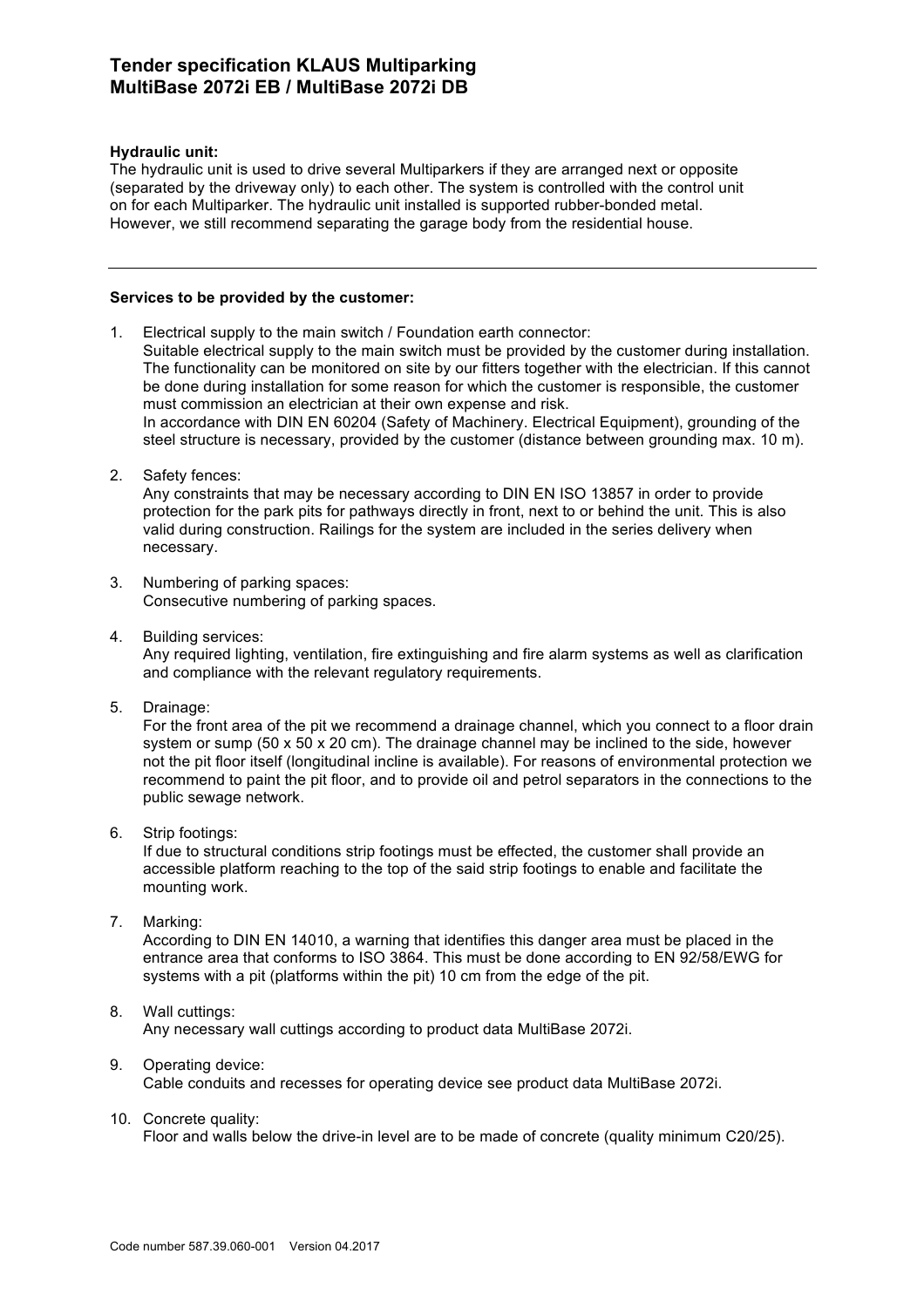**Hydraulic unit:**

The hydraulic unit is used to drive several Multiparkers if they are arranged next or opposite (separated by the driveway only) to each other. The system is controlled with the control unit on for each Multiparker. The hydraulic unit installed is supported rubber-bonded metal. However, we still recommend separating the garage body from the residential house.

---

**Services to be provided by the customer:**

1. Electrical supply to the main switch / Foundation earth connector:
   Suitable electrical supply to the main switch must be provided by the customer during installation. The functionality can be monitored on site by our fitters together with the electrician. If this cannot be done during installation for some reason for which the customer is responsible, the customer must commission an electrician at their own expense and risk.
   In accordance with DIN EN 60204 (Safety of Machinery. Electrical Equipment), grounding of the steel structure is necessary, provided by the customer (distance between grounding max. 10 m).

2. Safety fences:
   Any constraints that may be necessary according to DIN EN ISO 13857 in order to provide protection for the park pits for pathways directly in front, next to or behind the unit. This is also valid during construction. Railings for the system are included in the series delivery when necessary.

3. Numbering of parking spaces:
   Consecutive numbering of parking spaces.

4. Building services:
   Any required lighting, ventilation, fire extinguishing and fire alarm systems as well as clarification and compliance with the relevant regulatory requirements.

5. Drainage:
   For the front area of the pit we recommend a drainage channel, which you connect to a floor drain system or sump (50 x 50 x 20 cm). The drainage channel may be inclined to the side, however not the pit floor itself (longitudinal incline is available). For reasons of environmental protection we recommend to paint the pit floor, and to provide oil and petrol separators in the connections to the public sewage network.

6. Strip footings:
   If due to structural conditions strip footings must be effected, the customer shall provide an accessible platform reaching to the top of the said strip footings to enable and facilitate the mounting work.

7. Marking:
   According to DIN EN 14010, a warning that identifies this danger area must be placed in the entrance area that conforms to ISO 3864. This must be done according to EN 92/58/EWG for systems with a pit (platforms within the pit) 10 cm from the edge of the pit.

8. Wall cuttings:
   Any necessary wall cuttings according to product data MultiBase 2072i.

9. Operating device:
   Cable conduits and recesses for operating device see product data MultiBase 2072i.

10. Concrete quality:
    Floor and walls below the drive-in level are to be made of concrete (quality minimum C20/25).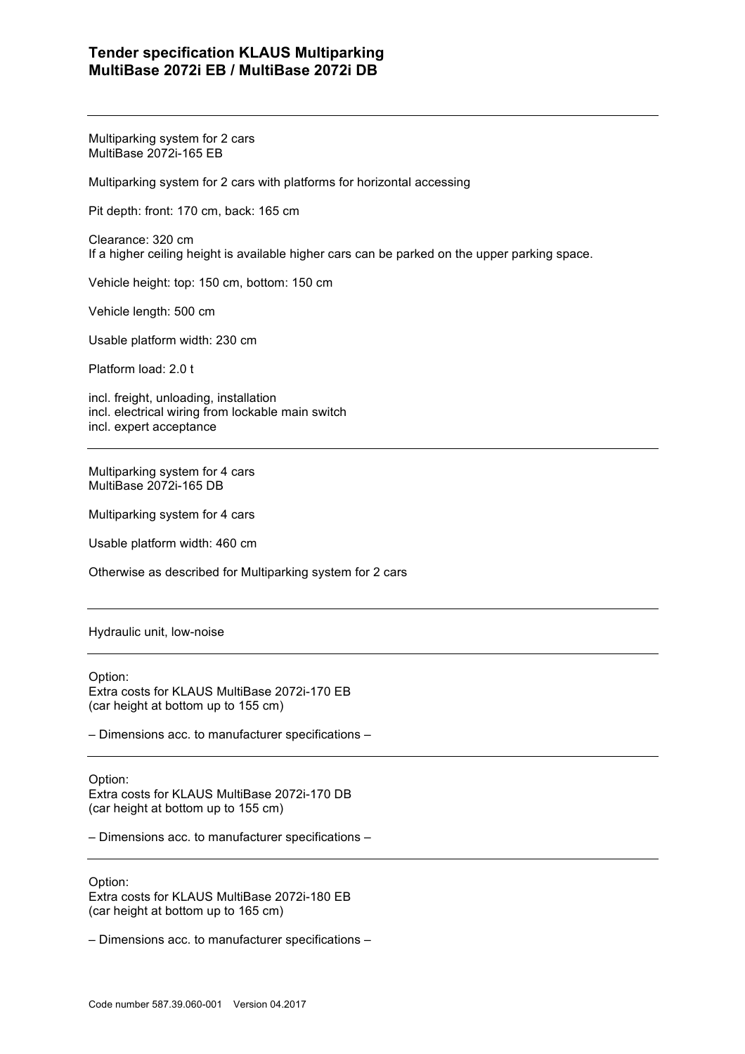## Tender specification KLAUS Multiparking
## MultiBase 2072i EB / MultiBase 2072i DB

---

Multiparking system for 2 cars
MultiBase 2072i-165 EB

Multiparking system for 2 cars with platforms for horizontal accessing

Pit depth: front: 170 cm, back: 165 cm

Clearance: 320 cm
If a higher ceiling height is available higher cars can be parked on the upper parking space.

Vehicle height: top: 150 cm, bottom: 150 cm

Vehicle length: 500 cm

Usable platform width: 230 cm

Platform load: 2.0 t

incl. freight, unloading, installation
incl. electrical wiring from lockable main switch
incl. expert acceptance

---

Multiparking system for 4 cars
MultiBase 2072i-165 DB

Multiparking system for 4 cars

Usable platform width: 460 cm

Otherwise as described for Multiparking system for 2 cars

---

Hydraulic unit, low-noise

---

Option:
Extra costs for KLAUS MultiBase 2072i-170 EB
(car height at bottom up to 155 cm)

– Dimensions acc. to manufacturer specifications –

---

Option:
Extra costs for KLAUS MultiBase 2072i-170 DB
(car height at bottom up to 155 cm)

– Dimensions acc. to manufacturer specifications –

---

Option:
Extra costs for KLAUS MultiBase 2072i-180 EB
(car height at bottom up to 165 cm)

– Dimensions acc. to manufacturer specifications –

Code number 587.39.060-001 Version 04.2017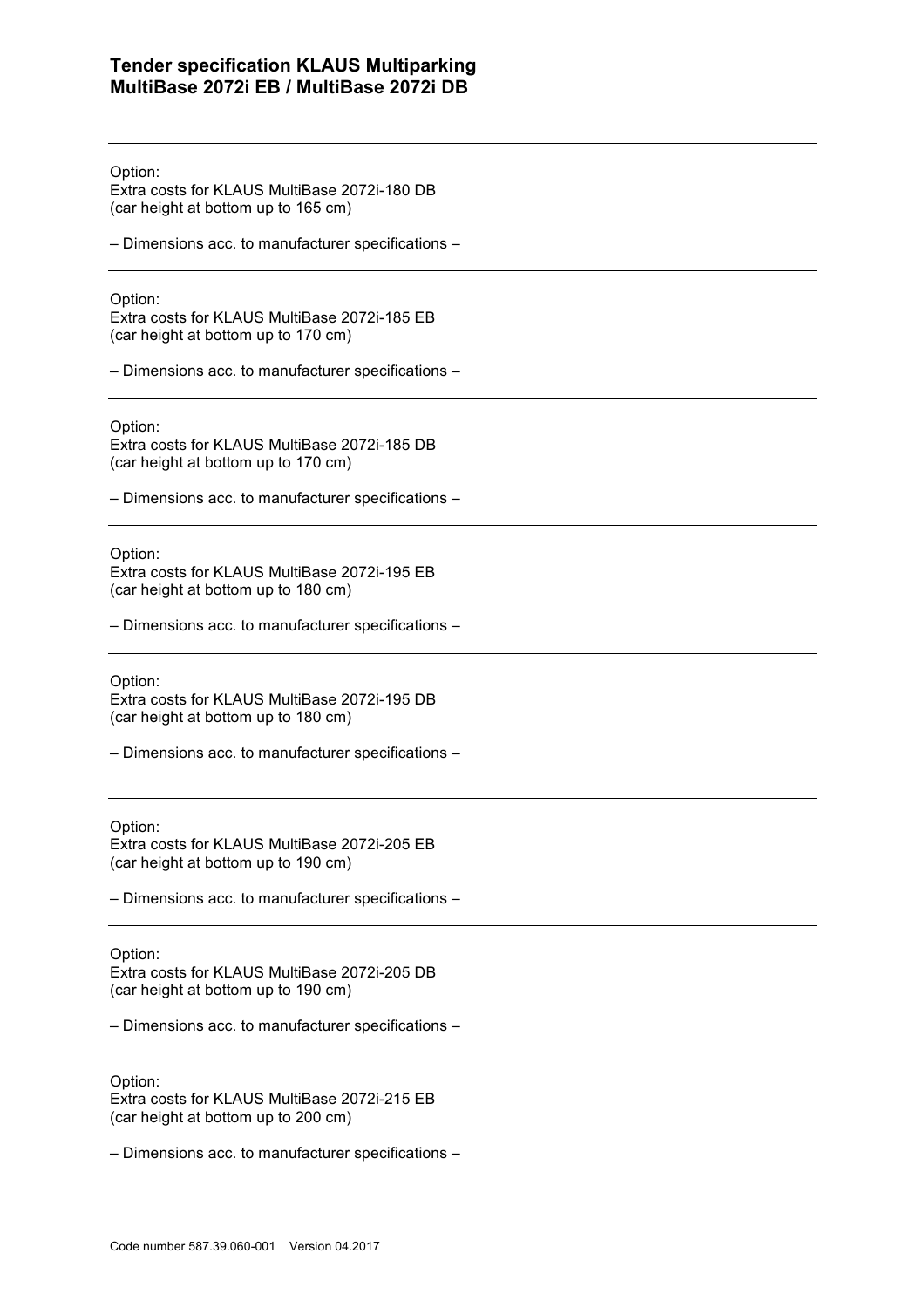---

Option:
Extra costs for KLAUS MultiBase 2072i-180 DB
(car height at bottom up to 165 cm)

– Dimensions acc. to manufacturer specifications –

---

Option:
Extra costs for KLAUS MultiBase 2072i-185 EB
(car height at bottom up to 170 cm)

– Dimensions acc. to manufacturer specifications –

---

Option:
Extra costs for KLAUS MultiBase 2072i-185 DB
(car height at bottom up to 170 cm)

– Dimensions acc. to manufacturer specifications –

---

Option:
Extra costs for KLAUS MultiBase 2072i-195 EB
(car height at bottom up to 180 cm)

– Dimensions acc. to manufacturer specifications –

---

Option:
Extra costs for KLAUS MultiBase 2072i-195 DB
(car height at bottom up to 180 cm)

– Dimensions acc. to manufacturer specifications –

---

Option:
Extra costs for KLAUS MultiBase 2072i-205 EB
(car height at bottom up to 190 cm)

– Dimensions acc. to manufacturer specifications –

---

Option:
Extra costs for KLAUS MultiBase 2072i-205 DB
(car height at bottom up to 190 cm)

– Dimensions acc. to manufacturer specifications –

---

Option:
Extra costs for KLAUS MultiBase 2072i-215 EB
(car height at bottom up to 200 cm)

– Dimensions acc. to manufacturer specifications –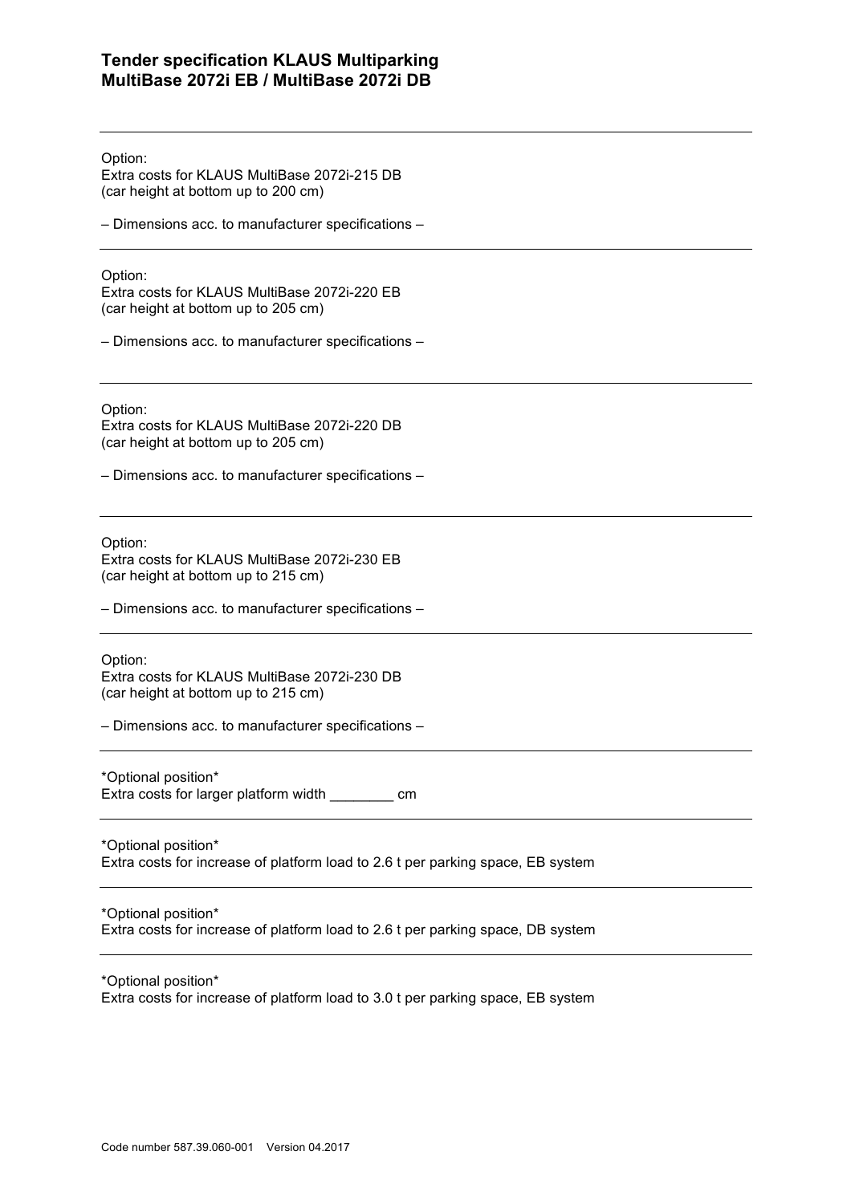Option:
Extra costs for KLAUS MultiBase 2072i-215 DB
(car height at bottom up to 200 cm)

– Dimensions acc. to manufacturer specifications –

---

Option:
Extra costs for KLAUS MultiBase 2072i-220 EB
(car height at bottom up to 205 cm)

– Dimensions acc. to manufacturer specifications –

---

Option:
Extra costs for KLAUS MultiBase 2072i-220 DB
(car height at bottom up to 205 cm)

– Dimensions acc. to manufacturer specifications –

---

Option:
Extra costs for KLAUS MultiBase 2072i-230 EB
(car height at bottom up to 215 cm)

– Dimensions acc. to manufacturer specifications –

---

Option:
Extra costs for KLAUS MultiBase 2072i-230 DB
(car height at bottom up to 215 cm)

– Dimensions acc. to manufacturer specifications –

---

*Optional position*
Extra costs for larger platform width ________ cm

---

*Optional position*
Extra costs for increase of platform load to 2.6 t per parking space, EB system

---

*Optional position*
Extra costs for increase of platform load to 2.6 t per parking space, DB system

---

*Optional position*
Extra costs for increase of platform load to 3.0 t per parking space, EB system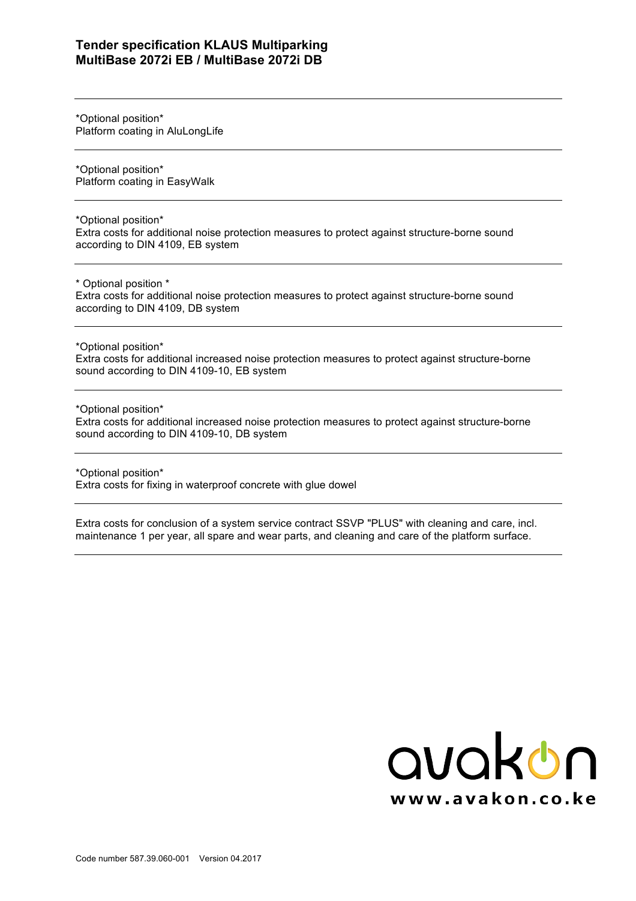*Optional position*
Platform coating in AluLongLife

---

*Optional position*
Platform coating in EasyWalk

---

*Optional position*
Extra costs for additional noise protection measures to protect against structure-borne sound according to DIN 4109, EB system

---

* Optional position *
Extra costs for additional noise protection measures to protect against structure-borne sound according to DIN 4109, DB system

---

*Optional position*
Extra costs for additional increased noise protection measures to protect against structure-borne sound according to DIN 4109-10, EB system

---

*Optional position*
Extra costs for additional increased noise protection measures to protect against structure-borne sound according to DIN 4109-10, DB system

---

*Optional position*
Extra costs for fixing in waterproof concrete with glue dowel

---

Extra costs for conclusion of a system service contract SSVP "PLUS" with cleaning and care, incl. maintenance 1 per year, all spare and wear parts, and cleaning and care of the platform surface.

---

avakon
www.avakon.co.ke

Code number 587.39.060-001 Version 04.2017